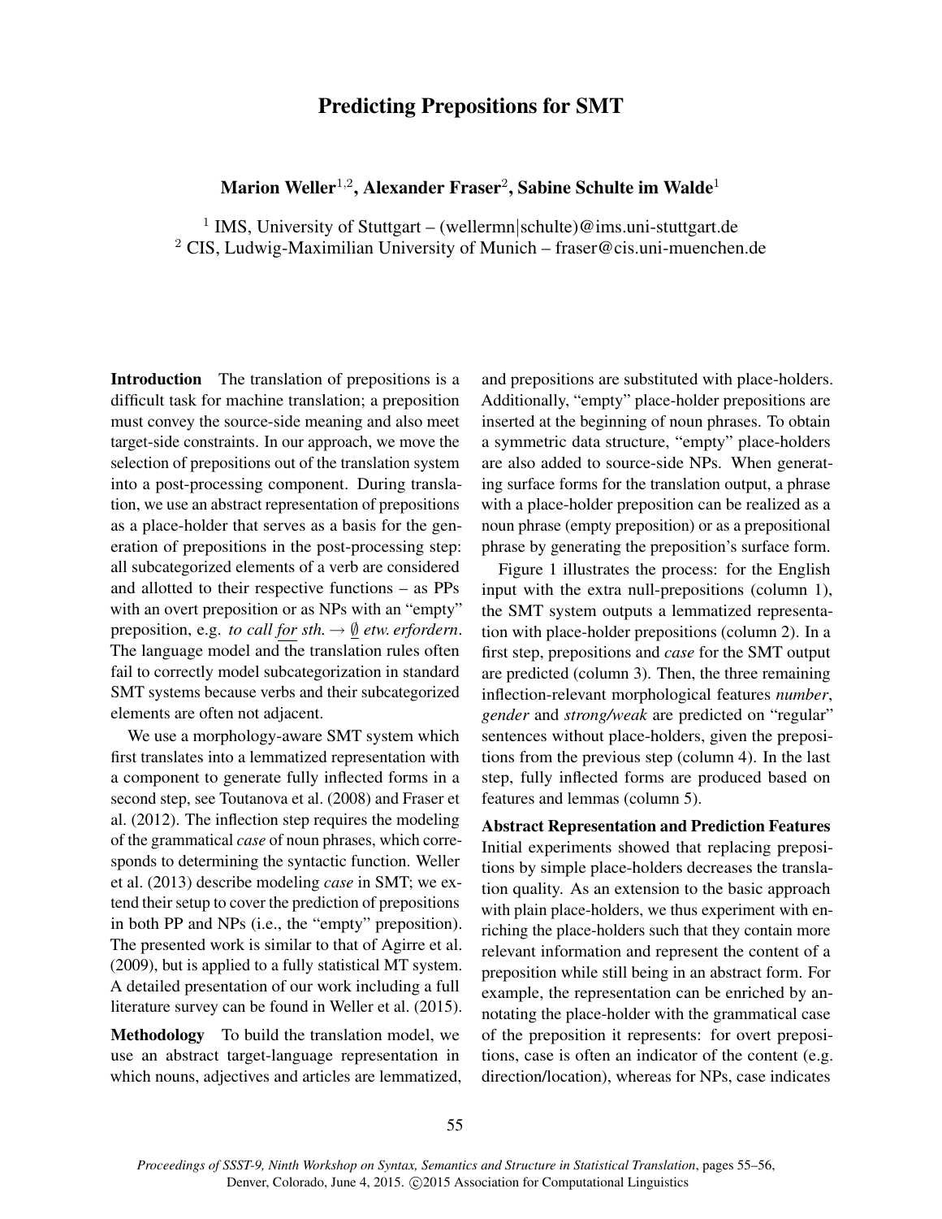# Predicting Prepositions for SMT

**Marion Weller**[1,2], **Alexander Fraser**[2], **Sabine Schulte im Walde**[1]

[1] IMS, University of Stuttgart – (wellermn|schulte)@ims.uni-stuttgart.de
[2] CIS, Ludwig-Maximilian University of Munich – fraser@cis.uni-muenchen.de

**Introduction** The translation of prepositions is a difficult task for machine translation; a preposition must convey the source-side meaning and also meet target-side constraints. In our approach, we move the selection of prepositions out of the translation system into a post-processing component. During translation, we use an abstract representation of prepositions as a place-holder that serves as a basis for the generation of prepositions in the post-processing step: all subcategorized elements of a verb are considered and allotted to their respective functions – as PPs with an overt preposition or as NPs with an "empty" preposition, e.g. *to call for sth.* → $\emptyset$ *etw. erfordern*. The language model and the translation rules often fail to correctly model subcategorization in standard SMT systems because verbs and their subcategorized elements are often not adjacent.

We use a morphology-aware SMT system which first translates into a lemmatized representation with a component to generate fully inflected forms in a second step, see Toutanova et al. (2008) and Fraser et al. (2012). The inflection step requires the modeling of the grammatical *case* of noun phrases, which corresponds to determining the syntactic function. Weller et al. (2013) describe modeling *case* in SMT; we extend their setup to cover the prediction of prepositions in both PP and NPs (i.e., the "empty" preposition). The presented work is similar to that of Agirre et al. (2009), but is applied to a fully statistical MT system. A detailed presentation of our work including a full literature survey can be found in Weller et al. (2015).

**Methodology** To build the translation model, we use an abstract target-language representation in which nouns, adjectives and articles are lemmatized, and prepositions are substituted with place-holders. Additionally, "empty" place-holder prepositions are inserted at the beginning of noun phrases. To obtain a symmetric data structure, "empty" place-holders are also added to source-side NPs. When generating surface forms for the translation output, a phrase with a place-holder preposition can be realized as a noun phrase (empty preposition) or as a prepositional phrase by generating the preposition's surface form.

Figure 1 illustrates the process: for the English input with the extra null-prepositions (column 1), the SMT system outputs a lemmatized representation with place-holder prepositions (column 2). In a first step, prepositions and *case* for the SMT output are predicted (column 3). Then, the three remaining inflection-relevant morphological features *number*, *gender* and *strong/weak* are predicted on "regular" sentences without place-holders, given the prepositions from the previous step (column 4). In the last step, fully inflected forms are produced based on features and lemmas (column 5).

**Abstract Representation and Prediction Features** Initial experiments showed that replacing prepositions by simple place-holders decreases the translation quality. As an extension to the basic approach with plain place-holders, we thus experiment with enriching the place-holders such that they contain more relevant information and represent the content of a preposition while still being in an abstract form. For example, the representation can be enriched by annotating the place-holder with the grammatical case of the preposition it represents: for overt prepositions, case is often an indicator of the content (e.g. direction/location), whereas for NPs, case indicates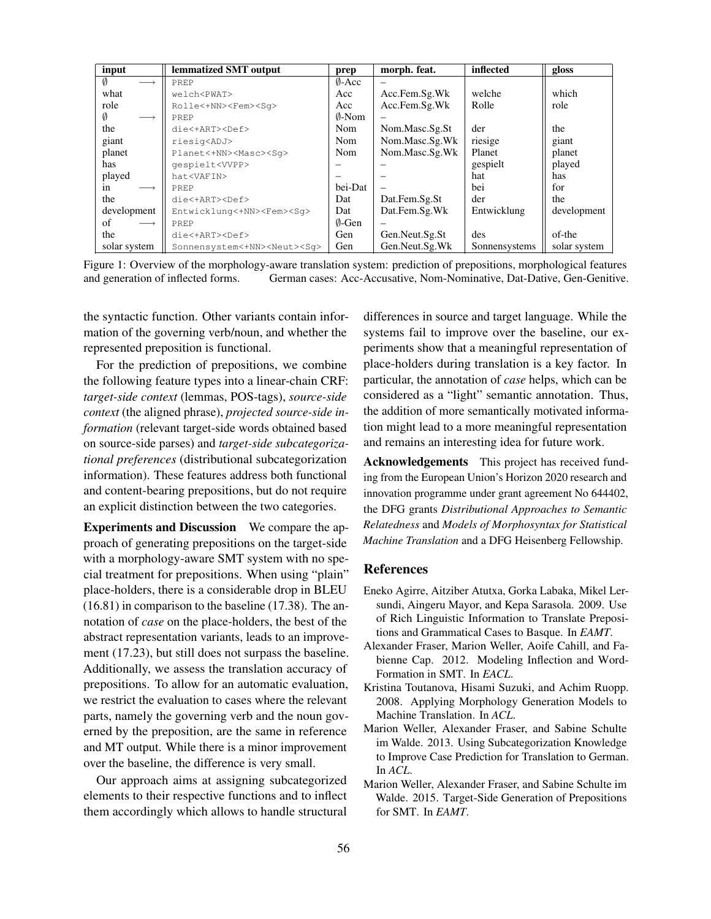| input | lemmatized SMT output | prep | morph. feat. | inflected | gloss |
|---|---|---|---|---|---|
| ∅ ⟶ | PREP | ∅-Acc | – | | |
| what | welch<PWAT> | Acc | Acc.Fem.Sg.Wk | welche | which |
| role | Rolle<+NN><Fem><Sg> | Acc | Acc.Fem.Sg.Wk | Rolle | role |
| ∅ ⟶ | PREP | ∅-Nom | – | | |
| the | die<+ART><Def> | Nom | Nom.Masc.Sg.St | der | the |
| giant | riesig<ADJ> | Nom | Nom.Masc.Sg.Wk | riesige | giant |
| planet | Planet<+NN><Masc><Sg> | Nom | Nom.Masc.Sg.Wk | Planet | planet |
| has | gespielt<VVPP> | – | – | gespielt | played |
| played | hat<VAFIN> | – | – | hat | has |
| in ⟶ | PREP | bei-Dat | – | bei | for |
| the | die<+ART><Def> | Dat | Dat.Fem.Sg.St | der | the |
| development | Entwicklung<+NN><Fem><Sg> | Dat | Dat.Fem.Sg.Wk | Entwicklung | development |
| of ⟶ | PREP | ∅-Gen | – | | |
| the | die<+ART><Def> | Gen | Gen.Neut.Sg.St | des | of-the |
| solar system | Sonnensystem<+NN><Neut><Sg> | Gen | Gen.Neut.Sg.Wk | Sonnensystems | solar system |

Figure 1: Overview of the morphology-aware translation system: prediction of prepositions, morphological features and generation of inflected forms. German cases: Acc-Accusative, Nom-Nominative, Dat-Dative, Gen-Genitive.

the syntactic function. Other variants contain information of the governing verb/noun, and whether the represented preposition is functional.

For the prediction of prepositions, we combine the following feature types into a linear-chain CRF: *target-side context* (lemmas, POS-tags), *source-side context* (the aligned phrase), *projected source-side information* (relevant target-side words obtained based on source-side parses) and *target-side subcategorizational preferences* (distributional subcategorization information). These features address both functional and content-bearing prepositions, but do not require an explicit distinction between the two categories.

**Experiments and Discussion** We compare the approach of generating prepositions on the target-side with a morphology-aware SMT system with no special treatment for prepositions. When using "plain" place-holders, there is a considerable drop in BLEU (16.81) in comparison to the baseline (17.38). The annotation of *case* on the place-holders, the best of the abstract representation variants, leads to an improvement (17.23), but still does not surpass the baseline. Additionally, we assess the translation accuracy of prepositions. To allow for an automatic evaluation, we restrict the evaluation to cases where the relevant parts, namely the governing verb and the noun governed by the preposition, are the same in reference and MT output. While there is a minor improvement over the baseline, the difference is very small.

Our approach aims at assigning subcategorized elements to their respective functions and to inflect them accordingly which allows to handle structural differences in source and target language. While the systems fail to improve over the baseline, our experiments show that a meaningful representation of place-holders during translation is a key factor. In particular, the annotation of *case* helps, which can be considered as a "light" semantic annotation. Thus, the addition of more semantically motivated information might lead to a more meaningful representation and remains an interesting idea for future work.

**Acknowledgements** This project has received funding from the European Union's Horizon 2020 research and innovation programme under grant agreement No 644402, the DFG grants *Distributional Approaches to Semantic Relatedness* and *Models of Morphosyntax for Statistical Machine Translation* and a DFG Heisenberg Fellowship.

## References

Eneko Agirre, Aitziber Atutxa, Gorka Labaka, Mikel Lersundi, Aingeru Mayor, and Kepa Sarasola. 2009. Use of Rich Linguistic Information to Translate Prepositions and Grammatical Cases to Basque. In *EAMT*.

Alexander Fraser, Marion Weller, Aoife Cahill, and Fabienne Cap. 2012. Modeling Inflection and Word-Formation in SMT. In *EACL*.

Kristina Toutanova, Hisami Suzuki, and Achim Ruopp. 2008. Applying Morphology Generation Models to Machine Translation. In *ACL*.

Marion Weller, Alexander Fraser, and Sabine Schulte im Walde. 2013. Using Subcategorization Knowledge to Improve Case Prediction for Translation to German. In *ACL*.

Marion Weller, Alexander Fraser, and Sabine Schulte im Walde. 2015. Target-Side Generation of Prepositions for SMT. In *EAMT*.